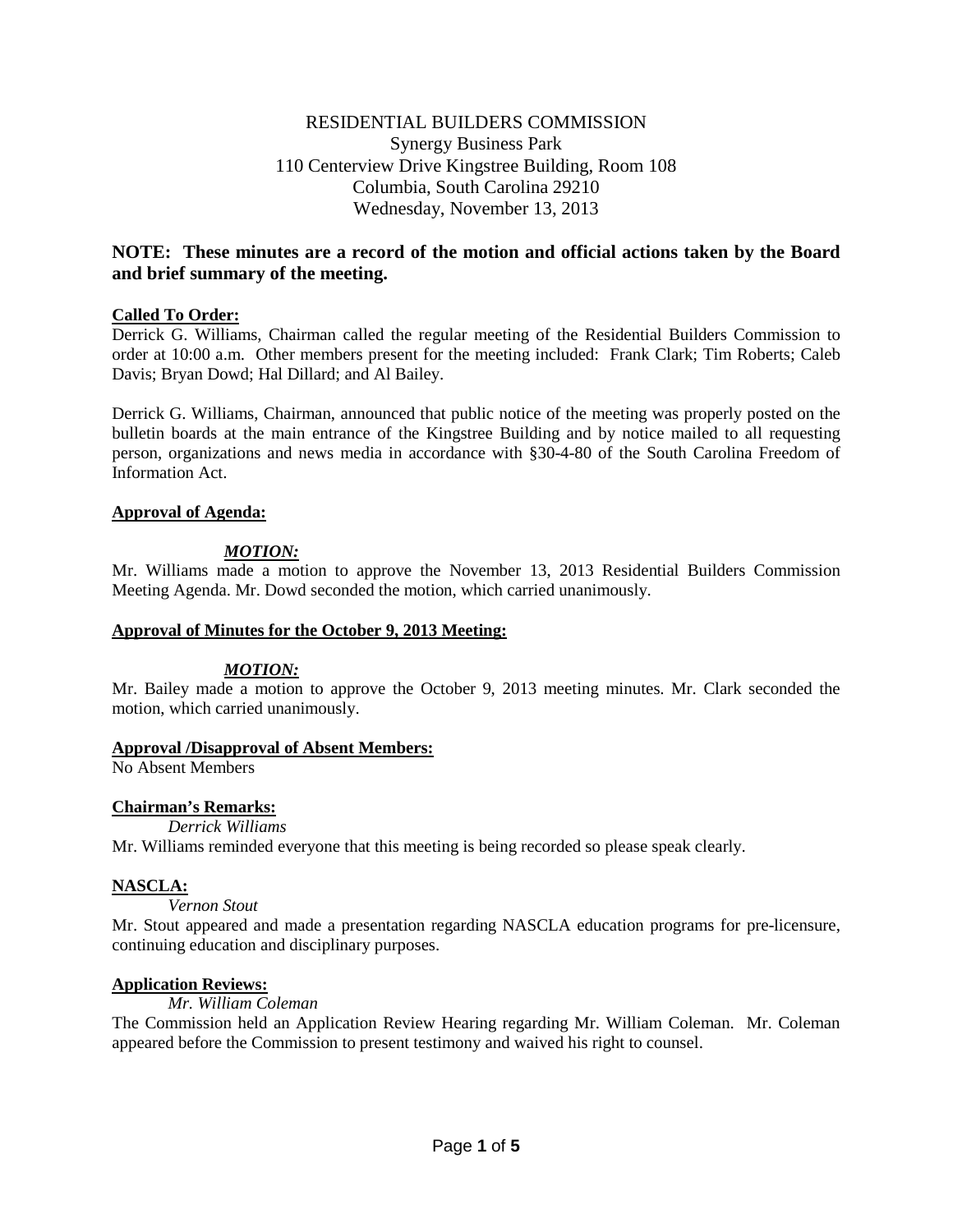RESIDENTIAL BUILDERS COMMISSION
Synergy Business Park
110 Centerview Drive Kingstree Building, Room 108
Columbia, South Carolina 29210
Wednesday, November 13, 2013

**NOTE: These minutes are a record of the motion and official actions taken by the Board and brief summary of the meeting.**

**Called To Order:**

Derrick G. Williams, Chairman called the regular meeting of the Residential Builders Commission to order at 10:00 a.m. Other members present for the meeting included: Frank Clark; Tim Roberts; Caleb Davis; Bryan Dowd; Hal Dillard; and Al Bailey.

Derrick G. Williams, Chairman, announced that public notice of the meeting was properly posted on the bulletin boards at the main entrance of the Kingstree Building and by notice mailed to all requesting person, organizations and news media in accordance with §30-4-80 of the South Carolina Freedom of Information Act.

**Approval of Agenda:**

***MOTION:***

Mr. Williams made a motion to approve the November 13, 2013 Residential Builders Commission Meeting Agenda. Mr. Dowd seconded the motion, which carried unanimously.

**Approval of Minutes for the October 9, 2013 Meeting:**

***MOTION:***

Mr. Bailey made a motion to approve the October 9, 2013 meeting minutes. Mr. Clark seconded the motion, which carried unanimously.

**Approval /Disapproval of Absent Members:**

No Absent Members

**Chairman's Remarks:**

*Derrick Williams*

Mr. Williams reminded everyone that this meeting is being recorded so please speak clearly.

**NASCLA:**

*Vernon Stout*

Mr. Stout appeared and made a presentation regarding NASCLA education programs for pre-licensure, continuing education and disciplinary purposes.

**Application Reviews:**

*Mr. William Coleman*

The Commission held an Application Review Hearing regarding Mr. William Coleman. Mr. Coleman appeared before the Commission to present testimony and waived his right to counsel.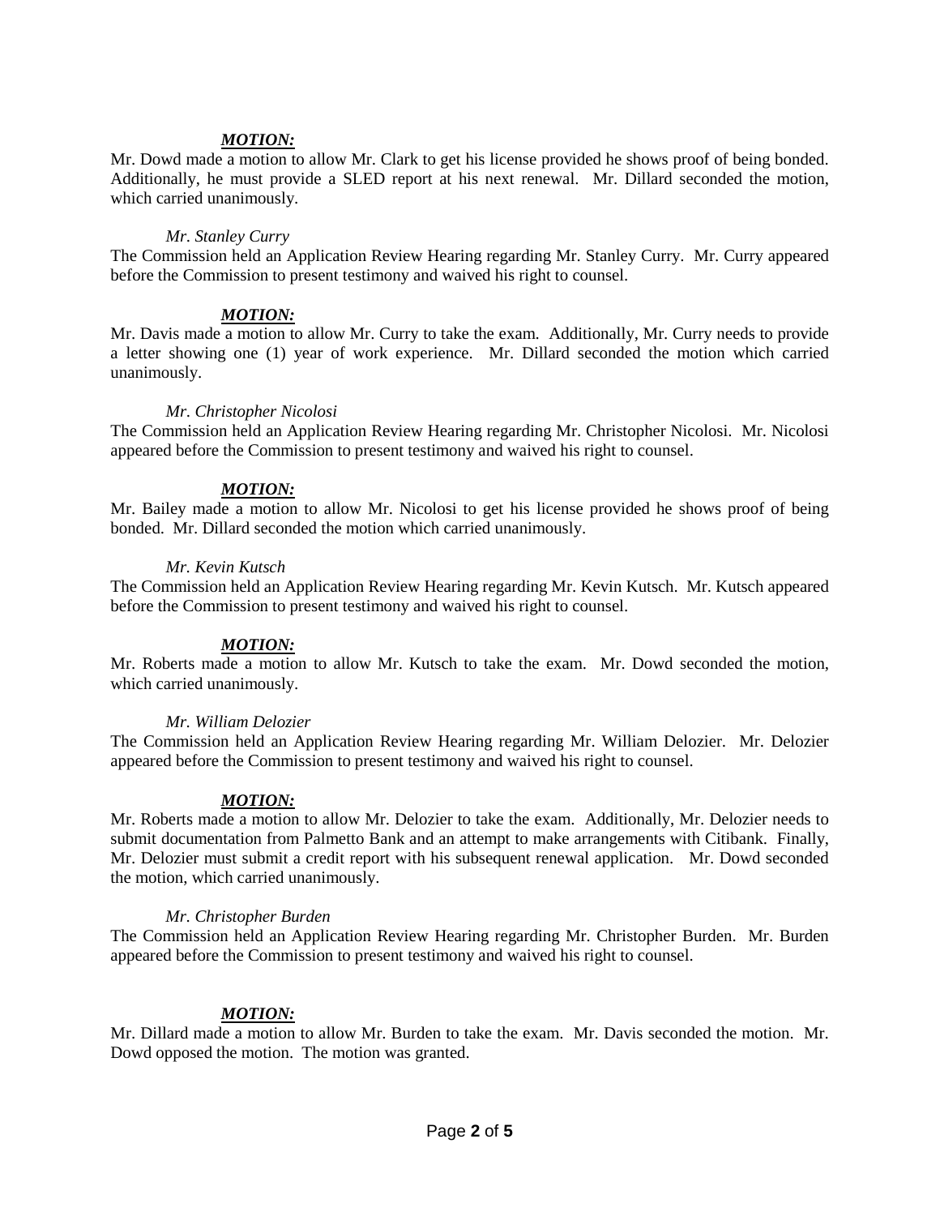***MOTION:***

Mr. Dowd made a motion to allow Mr. Clark to get his license provided he shows proof of being bonded. Additionally, he must provide a SLED report at his next renewal. Mr. Dillard seconded the motion, which carried unanimously.

*Mr. Stanley Curry*

The Commission held an Application Review Hearing regarding Mr. Stanley Curry. Mr. Curry appeared before the Commission to present testimony and waived his right to counsel.

***MOTION:***

Mr. Davis made a motion to allow Mr. Curry to take the exam. Additionally, Mr. Curry needs to provide a letter showing one (1) year of work experience. Mr. Dillard seconded the motion which carried unanimously.

*Mr. Christopher Nicolosi*

The Commission held an Application Review Hearing regarding Mr. Christopher Nicolosi. Mr. Nicolosi appeared before the Commission to present testimony and waived his right to counsel.

***MOTION:***

Mr. Bailey made a motion to allow Mr. Nicolosi to get his license provided he shows proof of being bonded. Mr. Dillard seconded the motion which carried unanimously.

*Mr. Kevin Kutsch*

The Commission held an Application Review Hearing regarding Mr. Kevin Kutsch. Mr. Kutsch appeared before the Commission to present testimony and waived his right to counsel.

***MOTION:***

Mr. Roberts made a motion to allow Mr. Kutsch to take the exam. Mr. Dowd seconded the motion, which carried unanimously.

*Mr. William Delozier*

The Commission held an Application Review Hearing regarding Mr. William Delozier. Mr. Delozier appeared before the Commission to present testimony and waived his right to counsel.

***MOTION:***

Mr. Roberts made a motion to allow Mr. Delozier to take the exam. Additionally, Mr. Delozier needs to submit documentation from Palmetto Bank and an attempt to make arrangements with Citibank. Finally, Mr. Delozier must submit a credit report with his subsequent renewal application. Mr. Dowd seconded the motion, which carried unanimously.

*Mr. Christopher Burden*

The Commission held an Application Review Hearing regarding Mr. Christopher Burden. Mr. Burden appeared before the Commission to present testimony and waived his right to counsel.

***MOTION:***

Mr. Dillard made a motion to allow Mr. Burden to take the exam. Mr. Davis seconded the motion. Mr. Dowd opposed the motion. The motion was granted.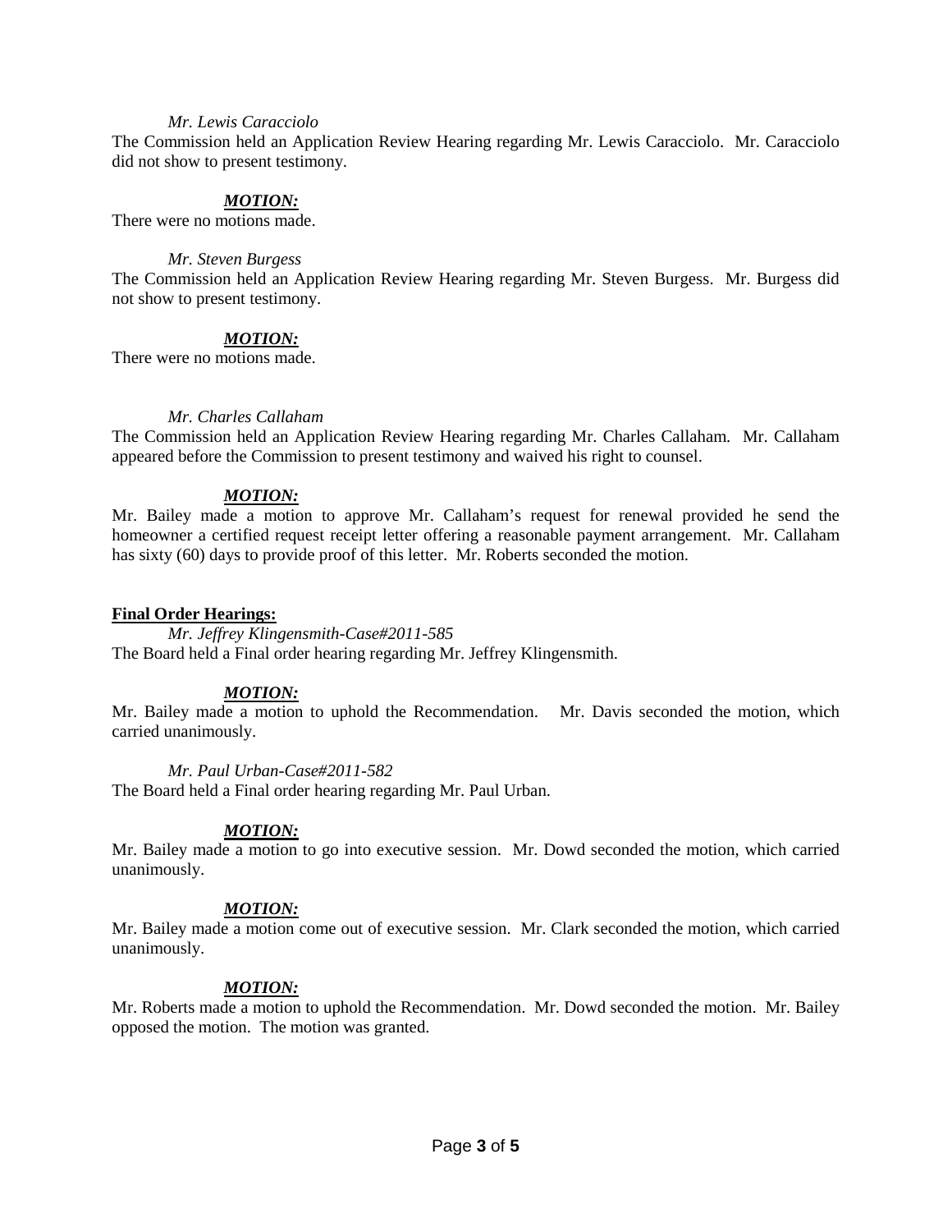*Mr. Lewis Caracciolo*

The Commission held an Application Review Hearing regarding Mr. Lewis Caracciolo. Mr. Caracciolo did not show to present testimony.

***MOTION:***

There were no motions made.

*Mr. Steven Burgess*

The Commission held an Application Review Hearing regarding Mr. Steven Burgess. Mr. Burgess did not show to present testimony.

***MOTION:***

There were no motions made.

*Mr. Charles Callaham*

The Commission held an Application Review Hearing regarding Mr. Charles Callaham. Mr. Callaham appeared before the Commission to present testimony and waived his right to counsel.

***MOTION:***

Mr. Bailey made a motion to approve Mr. Callaham's request for renewal provided he send the homeowner a certified request receipt letter offering a reasonable payment arrangement. Mr. Callaham has sixty (60) days to provide proof of this letter. Mr. Roberts seconded the motion.

**Final Order Hearings:**

*Mr. Jeffrey Klingensmith-Case#2011-585*

The Board held a Final order hearing regarding Mr. Jeffrey Klingensmith.

***MOTION:***

Mr. Bailey made a motion to uphold the Recommendation. Mr. Davis seconded the motion, which carried unanimously.

*Mr. Paul Urban-Case#2011-582*

The Board held a Final order hearing regarding Mr. Paul Urban.

***MOTION:***

Mr. Bailey made a motion to go into executive session. Mr. Dowd seconded the motion, which carried unanimously.

***MOTION:***

Mr. Bailey made a motion come out of executive session. Mr. Clark seconded the motion, which carried unanimously.

***MOTION:***

Mr. Roberts made a motion to uphold the Recommendation. Mr. Dowd seconded the motion. Mr. Bailey opposed the motion. The motion was granted.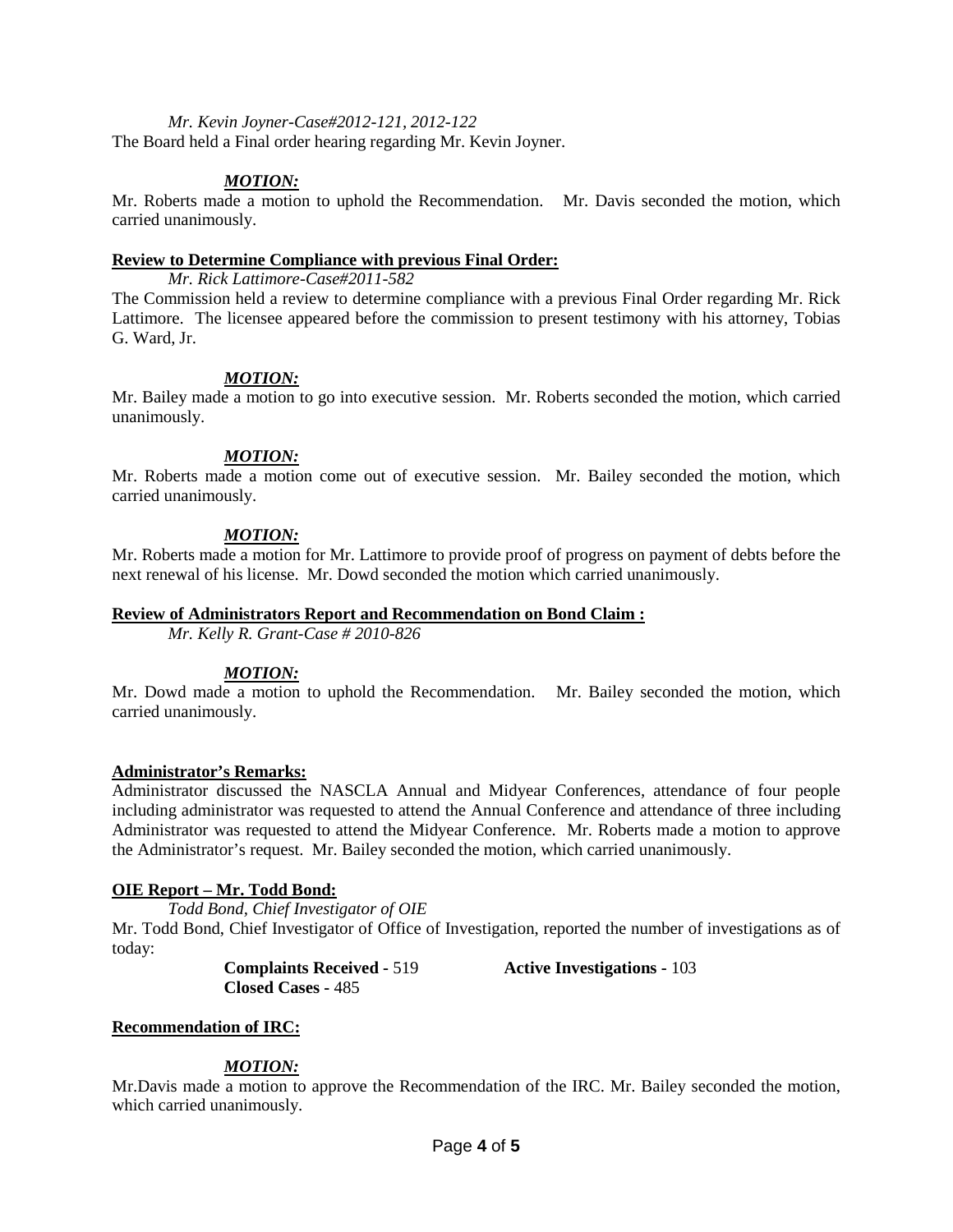*Mr. Kevin Joyner-Case#2012-121, 2012-122*

The Board held a Final order hearing regarding Mr. Kevin Joyner.

***MOTION:***

Mr. Roberts made a motion to uphold the Recommendation. Mr. Davis seconded the motion, which carried unanimously.

**Review to Determine Compliance with previous Final Order:**

*Mr. Rick Lattimore-Case#2011-582*

The Commission held a review to determine compliance with a previous Final Order regarding Mr. Rick Lattimore. The licensee appeared before the commission to present testimony with his attorney, Tobias G. Ward, Jr.

***MOTION:***

Mr. Bailey made a motion to go into executive session. Mr. Roberts seconded the motion, which carried unanimously.

***MOTION:***

Mr. Roberts made a motion come out of executive session. Mr. Bailey seconded the motion, which carried unanimously.

***MOTION:***

Mr. Roberts made a motion for Mr. Lattimore to provide proof of progress on payment of debts before the next renewal of his license. Mr. Dowd seconded the motion which carried unanimously.

**Review of Administrators Report and Recommendation on Bond Claim :**

*Mr. Kelly R. Grant-Case # 2010-826*

***MOTION:***

Mr. Dowd made a motion to uphold the Recommendation. Mr. Bailey seconded the motion, which carried unanimously.

**Administrator's Remarks:**

Administrator discussed the NASCLA Annual and Midyear Conferences, attendance of four people including administrator was requested to attend the Annual Conference and attendance of three including Administrator was requested to attend the Midyear Conference. Mr. Roberts made a motion to approve the Administrator's request. Mr. Bailey seconded the motion, which carried unanimously.

**OIE Report – Mr. Todd Bond:**

*Todd Bond, Chief Investigator of OIE*

Mr. Todd Bond, Chief Investigator of Office of Investigation, reported the number of investigations as of today:

**Complaints Received -** 519
**Active Investigations -** 103
**Closed Cases -** 485

**Recommendation of IRC:**

***MOTION:***

Mr.Davis made a motion to approve the Recommendation of the IRC. Mr. Bailey seconded the motion, which carried unanimously.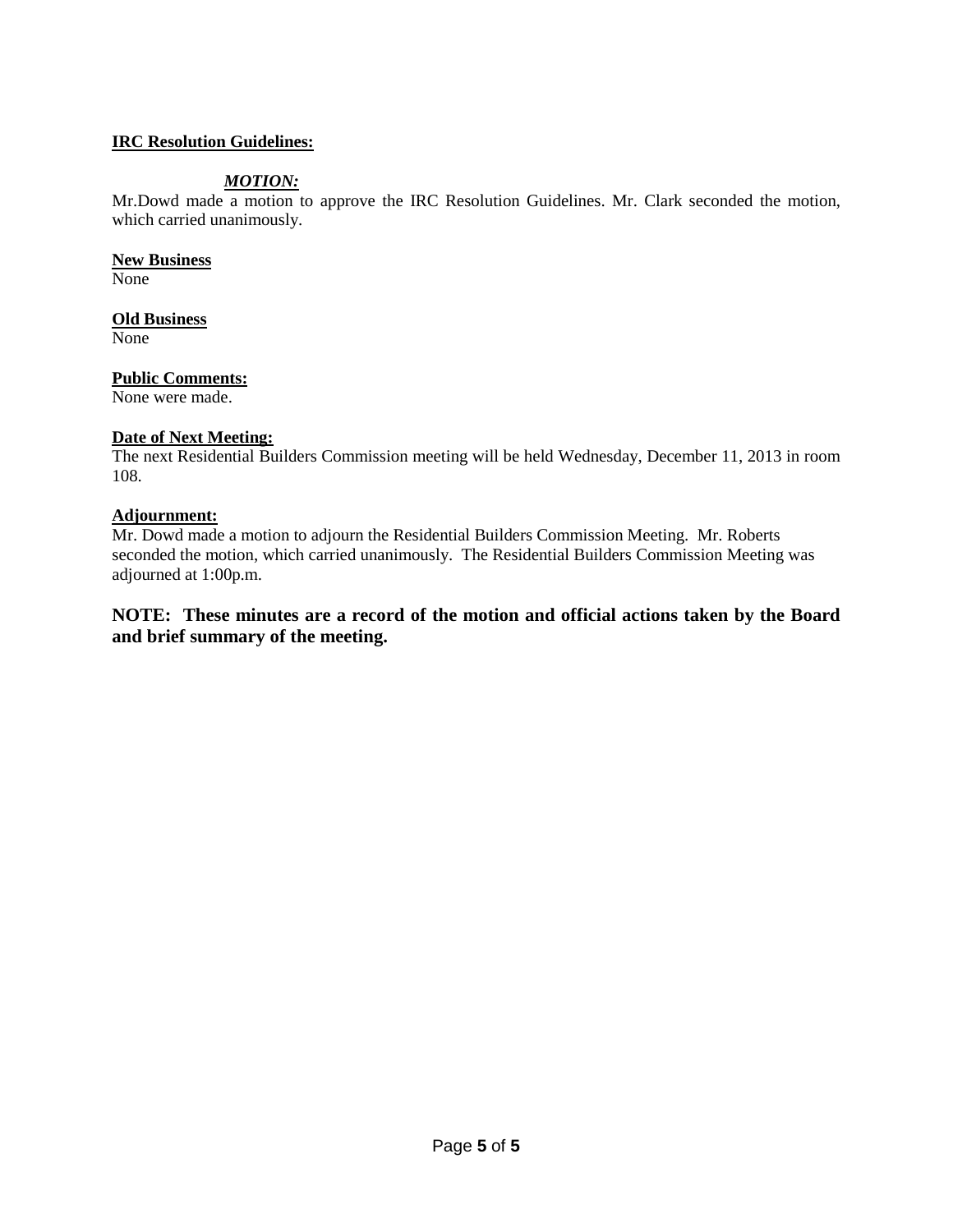**IRC Resolution Guidelines:**

***MOTION:***

Mr.Dowd made a motion to approve the IRC Resolution Guidelines. Mr. Clark seconded the motion, which carried unanimously.

**New Business**

None

**Old Business**

None

**Public Comments:**

None were made.

**Date of Next Meeting:**

The next Residential Builders Commission meeting will be held Wednesday, December 11, 2013 in room 108.

**Adjournment:**

Mr. Dowd made a motion to adjourn the Residential Builders Commission Meeting. Mr. Roberts seconded the motion, which carried unanimously. The Residential Builders Commission Meeting was adjourned at 1:00p.m.

**NOTE: These minutes are a record of the motion and official actions taken by the Board and brief summary of the meeting.**